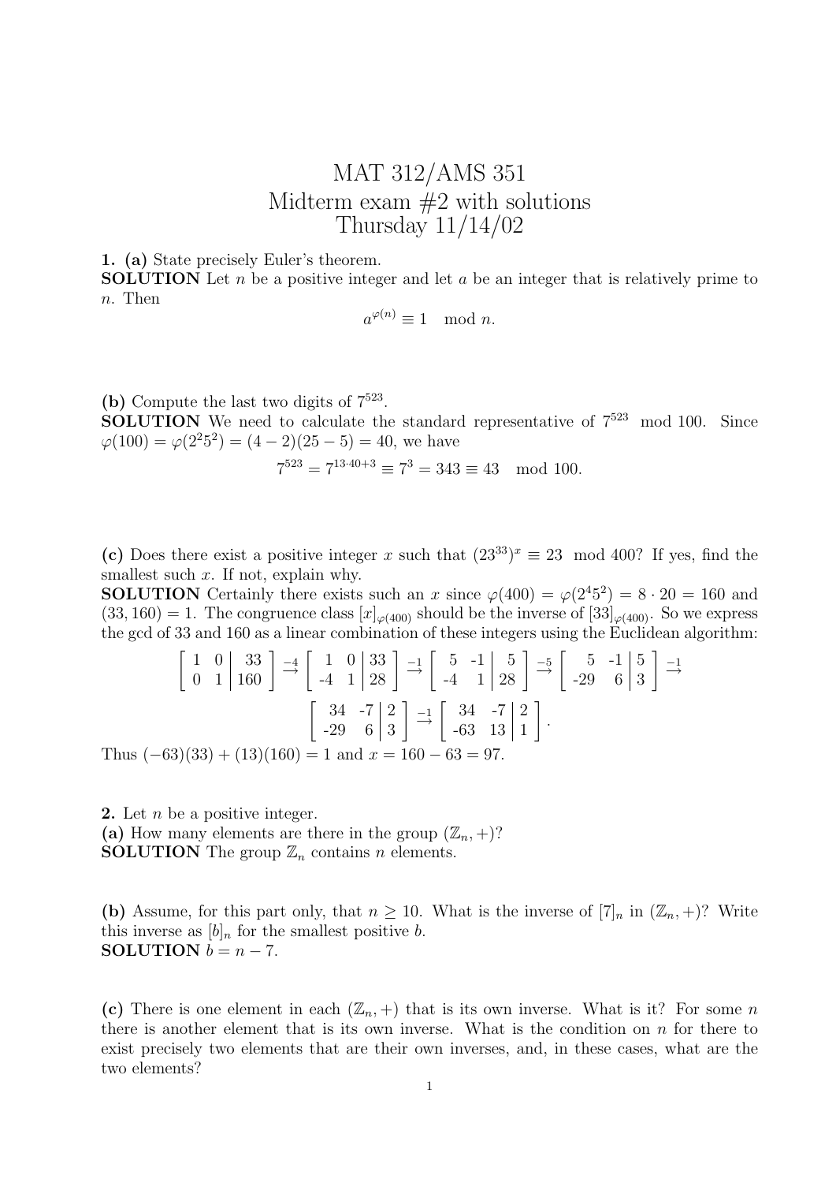# MAT 312/AMS 351
## Midterm exam #2 with solutions
### Thursday 11/14/02

**1. (a)** State precisely Euler's theorem.
**SOLUTION** Let $n$ be a positive integer and let $a$ be an integer that is relatively prime to $n$. Then

$$a^{\varphi(n)} \equiv 1 \mod n.$$

**(b)** Compute the last two digits of $7^{523}$.
**SOLUTION** We need to calculate the standard representative of $7^{523} \mod 100$. Since $\varphi(100) = \varphi(2^2 5^2) = (4-2)(25-5) = 40$, we have

$$7^{523} = 7^{13 \cdot 40 + 3} \equiv 7^3 = 343 \equiv 43 \mod 100.$$

**(c)** Does there exist a positive integer $x$ such that $(23^{33})^x \equiv 23 \mod 400$? If yes, find the smallest such $x$. If not, explain why.
**SOLUTION** Certainly there exists such an $x$ since $\varphi(400) = \varphi(2^4 5^2) = 8 \cdot 20 = 160$ and $(33, 160) = 1$. The congruence class $[x]_{\varphi(400)}$ should be the inverse of $[33]_{\varphi(400)}$. So we express the gcd of 33 and 160 as a linear combination of these integers using the Euclidean algorithm:

$$\left[\begin{array}{cc|c} 1 & 0 & 33 \\ 0 & 1 & 160 \end{array}\right] \overset{-4}{\to} \left[\begin{array}{cc|c} 1 & 0 & 33 \\ -4 & 1 & 28 \end{array}\right] \overset{-1}{\to} \left[\begin{array}{cc|c} 5 & -1 & 5 \\ -4 & 1 & 28 \end{array}\right] \overset{-5}{\to} \left[\begin{array}{cc|c} 5 & -1 & 5 \\ -29 & 6 & 3 \end{array}\right] \overset{-1}{\to}$$

$$\left[\begin{array}{cc|c} 34 & -7 & 2 \\ -29 & 6 & 3 \end{array}\right] \overset{-1}{\to} \left[\begin{array}{cc|c} 34 & -7 & 2 \\ -63 & 13 & 1 \end{array}\right].$$

Thus $(-63)(33) + (13)(160) = 1$ and $x = 160 - 63 = 97$.

**2.** Let $n$ be a positive integer.
**(a)** How many elements are there in the group $(\mathbb{Z}_n, +)$?
**SOLUTION** The group $\mathbb{Z}_n$ contains $n$ elements.

**(b)** Assume, for this part only, that $n \geq 10$. What is the inverse of $[7]_n$ in $(\mathbb{Z}_n, +)$? Write this inverse as $[b]_n$ for the smallest positive $b$.
**SOLUTION** $b = n - 7$.

**(c)** There is one element in each $(\mathbb{Z}_n, +)$ that is its own inverse. What is it? For some $n$ there is another element that is its own inverse. What is the condition on $n$ for there to exist precisely two elements that are their own inverses, and, in these cases, what are the two elements?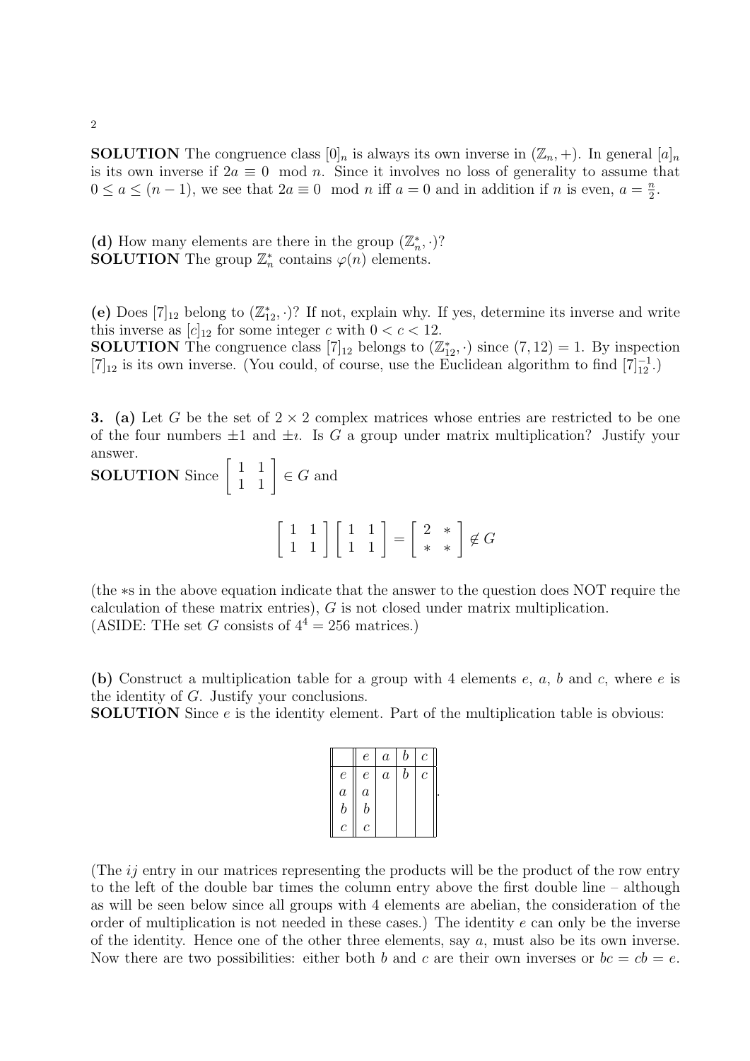**SOLUTION** The congruence class $[0]_n$ is always its own inverse in $(\mathbb{Z}_n, +)$. In general $[a]_n$ is its own inverse if $2a \equiv 0 \mod n$. Since it involves no loss of generality to assume that $0 \leq a \leq (n-1)$, we see that $2a \equiv 0 \mod n$ iff $a = 0$ and in addition if $n$ is even, $a = \frac{n}{2}$.

**(d)** How many elements are there in the group $(\mathbb{Z}_n^*, \cdot)$?
**SOLUTION** The group $\mathbb{Z}_n^*$ contains $\varphi(n)$ elements.

**(e)** Does $[7]_{12}$ belong to $(\mathbb{Z}_{12}^*, \cdot)$? If not, explain why. If yes, determine its inverse and write this inverse as $[c]_{12}$ for some integer $c$ with $0 < c < 12$.
**SOLUTION** The congruence class $[7]_{12}$ belongs to $(\mathbb{Z}_{12}^*, \cdot)$ since $(7, 12) = 1$. By inspection $[7]_{12}$ is its own inverse. (You could, of course, use the Euclidean algorithm to find $[7]_{12}^{-1}$.)

**3. (a)** Let $G$ be the set of $2 \times 2$ complex matrices whose entries are restricted to be one of the four numbers $\pm 1$ and $\pm \imath$. Is $G$ a group under matrix multiplication? Justify your answer.
**SOLUTION** Since $\begin{bmatrix} 1 & 1 \\ 1 & 1 \end{bmatrix} \in G$ and

$$\begin{bmatrix} 1 & 1 \\ 1 & 1 \end{bmatrix} \begin{bmatrix} 1 & 1 \\ 1 & 1 \end{bmatrix} = \begin{bmatrix} 2 & * \\ * & * \end{bmatrix} \notin G$$

(the $*$s in the above equation indicate that the answer to the question does NOT require the calculation of these matrix entries), $G$ is not closed under matrix multiplication.
(ASIDE: THe set $G$ consists of $4^4 = 256$ matrices.)

**(b)** Construct a multiplication table for a group with 4 elements $e$, $a$, $b$ and $c$, where $e$ is the identity of $G$. Justify your conclusions.
**SOLUTION** Since $e$ is the identity element. Part of the multiplication table is obvious:

| | $e$ | $a$ | $b$ | $c$ |
|---|---|---|---|---|
| $e$ | $e$ | $a$ | $b$ | $c$ |
| $a$ | $a$ | | | |
| $b$ | $b$ | | | |
| $c$ | $c$ | | | |

(The $ij$ entry in our matrices representing the products will be the product of the row entry to the left of the double bar times the column entry above the first double line – although as will be seen below since all groups with 4 elements are abelian, the consideration of the order of multiplication is not needed in these cases.) The identity $e$ can only be the inverse of the identity. Hence one of the other three elements, say $a$, must also be its own inverse. Now there are two possibilities: either both $b$ and $c$ are their own inverses or $bc = cb = e$.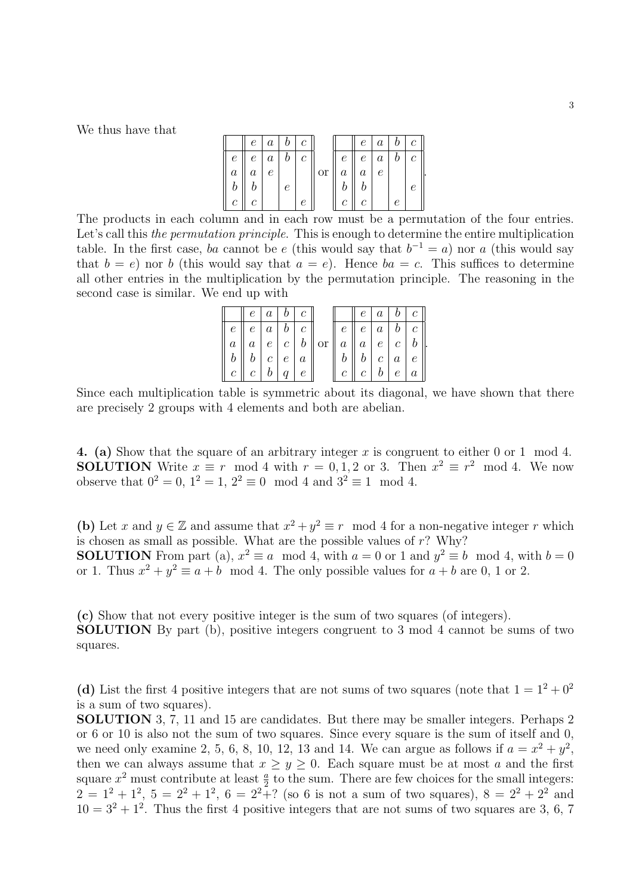We thus have that

|   | $e$ | $a$ | $b$ | $c$ |
|---|---|---|---|---|
| $e$ | $e$ | $a$ | $b$ | $c$ |
| $a$ | $a$ | $e$ |   |   |
| $b$ | $b$ |   | $e$ |   |
| $c$ | $c$ |   |   | $e$ |

or

|   | $e$ | $a$ | $b$ | $c$ |
|---|---|---|---|---|
| $e$ | $e$ | $a$ | $b$ | $c$ |
| $a$ | $a$ | $e$ |   |   |
| $b$ | $b$ |   |   | $e$ |
| $c$ | $c$ |   | $e$ |   |

.

The products in each column and in each row must be a permutation of the four entries. Let's call this *the permutation principle*. This is enough to determine the entire multiplication table. In the first case, $ba$ cannot be $e$ (this would say that $b^{-1} = a$) nor $a$ (this would say that $b = e$) nor $b$ (this would say that $a = e$). Hence $ba = c$. This suffices to determine all other entries in the multiplication by the permutation principle. The reasoning in the second case is similar. We end up with

|   | $e$ | $a$ | $b$ | $c$ |
|---|---|---|---|---|
| $e$ | $e$ | $a$ | $b$ | $c$ |
| $a$ | $a$ | $e$ | $c$ | $b$ |
| $b$ | $b$ | $c$ | $e$ | $a$ |
| $c$ | $c$ | $b$ | $q$ | $e$ |

or

|   | $e$ | $a$ | $b$ | $c$ |
|---|---|---|---|---|
| $e$ | $e$ | $a$ | $b$ | $c$ |
| $a$ | $a$ | $e$ | $c$ | $b$ |
| $b$ | $b$ | $c$ | $a$ | $e$ |
| $c$ | $c$ | $b$ | $e$ | $a$ |

.

Since each multiplication table is symmetric about its diagonal, we have shown that there are precisely 2 groups with 4 elements and both are abelian.

**4. (a)** Show that the square of an arbitrary integer $x$ is congruent to either 0 or 1 mod 4.
**SOLUTION** Write $x \equiv r \mod 4$ with $r = 0, 1, 2$ or 3. Then $x^2 \equiv r^2 \mod 4$. We now observe that $0^2 = 0$, $1^2 = 1$, $2^2 \equiv 0 \mod 4$ and $3^2 \equiv 1 \mod 4$.

**(b)** Let $x$ and $y \in \mathbb{Z}$ and assume that $x^2 + y^2 \equiv r \mod 4$ for a non-negative integer $r$ which is chosen as small as possible. What are the possible values of $r$? Why?
**SOLUTION** From part (a), $x^2 \equiv a \mod 4$, with $a = 0$ or 1 and $y^2 \equiv b \mod 4$, with $b = 0$ or 1. Thus $x^2 + y^2 \equiv a + b \mod 4$. The only possible values for $a + b$ are 0, 1 or 2.

**(c)** Show that not every positive integer is the sum of two squares (of integers).
**SOLUTION** By part (b), positive integers congruent to 3 mod 4 cannot be sums of two squares.

**(d)** List the first 4 positive integers that are not sums of two squares (note that $1 = 1^2 + 0^2$ is a sum of two squares).
**SOLUTION** 3, 7, 11 and 15 are candidates. But there may be smaller integers. Perhaps 2 or 6 or 10 is also not the sum of two squares. Since every square is the sum of itself and 0, we need only examine 2, 5, 6, 8, 10, 12, 13 and 14. We can argue as follows if $a = x^2 + y^2$, then we can always assume that $x \geq y \geq 0$. Each square must be at most $a$ and the first square $x^2$ must contribute at least $\frac{a}{2}$ to the sum. There are few choices for the small integers: $2 = 1^2 + 1^2$, $5 = 2^2 + 1^2$, $6 = 2^2 + ?$ (so 6 is not a sum of two squares), $8 = 2^2 + 2^2$ and $10 = 3^2 + 1^2$. Thus the first 4 positive integers that are not sums of two squares are 3, 6, 7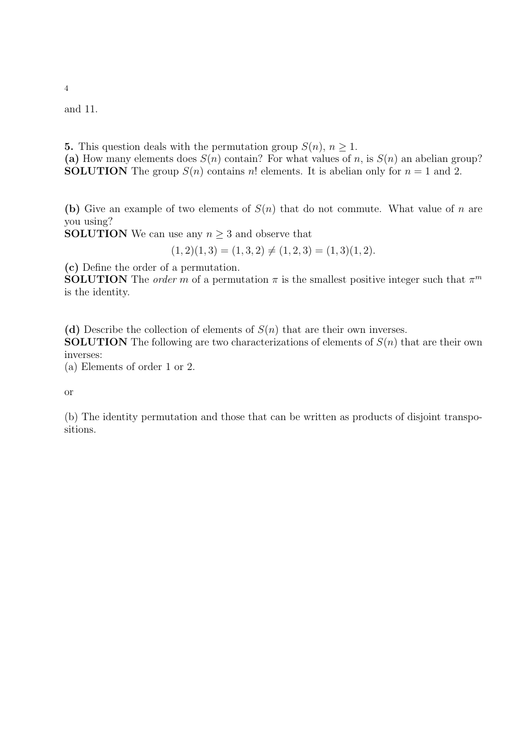and 11.

**5.** This question deals with the permutation group $S(n)$, $n \geq 1$.

**(a)** How many elements does $S(n)$ contain? For what values of $n$, is $S(n)$ an abelian group?

**SOLUTION** The group $S(n)$ contains $n!$ elements. It is abelian only for $n = 1$ and 2.

**(b)** Give an example of two elements of $S(n)$ that do not commute. What value of $n$ are you using?

**SOLUTION** We can use any $n \geq 3$ and observe that

$$(1,2)(1,3) = (1,3,2) \neq (1,2,3) = (1,3)(1,2).$$

**(c)** Define the order of a permutation.

**SOLUTION** The *order* $m$ of a permutation $\pi$ is the smallest positive integer such that $\pi^m$ is the identity.

**(d)** Describe the collection of elements of $S(n)$ that are their own inverses.

**SOLUTION** The following are two characterizations of elements of $S(n)$ that are their own inverses:

(a) Elements of order 1 or 2.

or

(b) The identity permutation and those that can be written as products of disjoint transpositions.